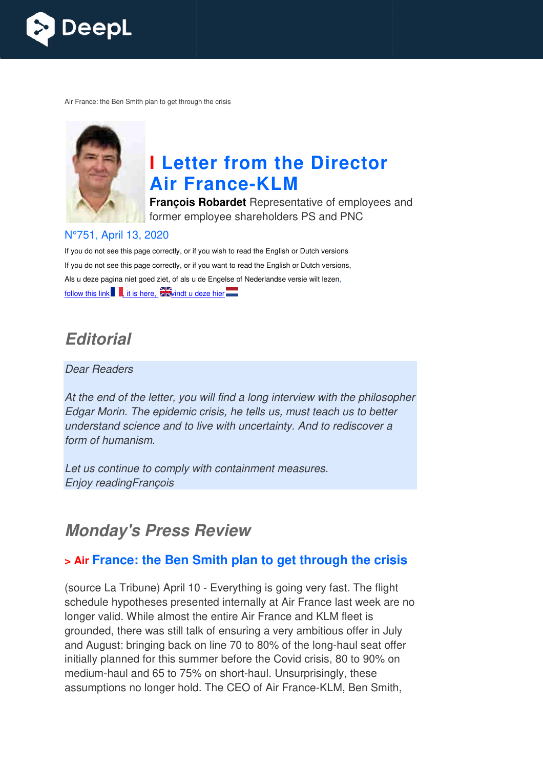Air France: the Ben Smith plan to get through the crisis

# I Letter from the Director Air France-KLM

**François Robardet** Representative of employees and former employee shareholders PS and PNC

N°751, April 13, 2020

If you do not see this page correctly, or if you wish to read the English or Dutch versions

If you do not see this page correctly, or if you want to read the English or Dutch versions,

Als u deze pagina niet goed ziet, of als u de Engelse of Nederlandse versie wilt lezen,

follow this link, it is here, vindt u deze hier

## *Editorial*

*Dear Readers*

*At the end of the letter, you will find a long interview with the philosopher Edgar Morin. The epidemic crisis, he tells us, must teach us to better understand science and to live with uncertainty. And to rediscover a form of humanism.*

*Let us continue to comply with containment measures.*
*Enjoy readingFrançois*

## *Monday's Press Review*

### > Air France: the Ben Smith plan to get through the crisis

(source La Tribune) April 10 - Everything is going very fast. The flight schedule hypotheses presented internally at Air France last week are no longer valid. While almost the entire Air France and KLM fleet is grounded, there was still talk of ensuring a very ambitious offer in July and August: bringing back on line 70 to 80% of the long-haul seat offer initially planned for this summer before the Covid crisis, 80 to 90% on medium-haul and 65 to 75% on short-haul. Unsurprisingly, these assumptions no longer hold. The CEO of Air France-KLM, Ben Smith,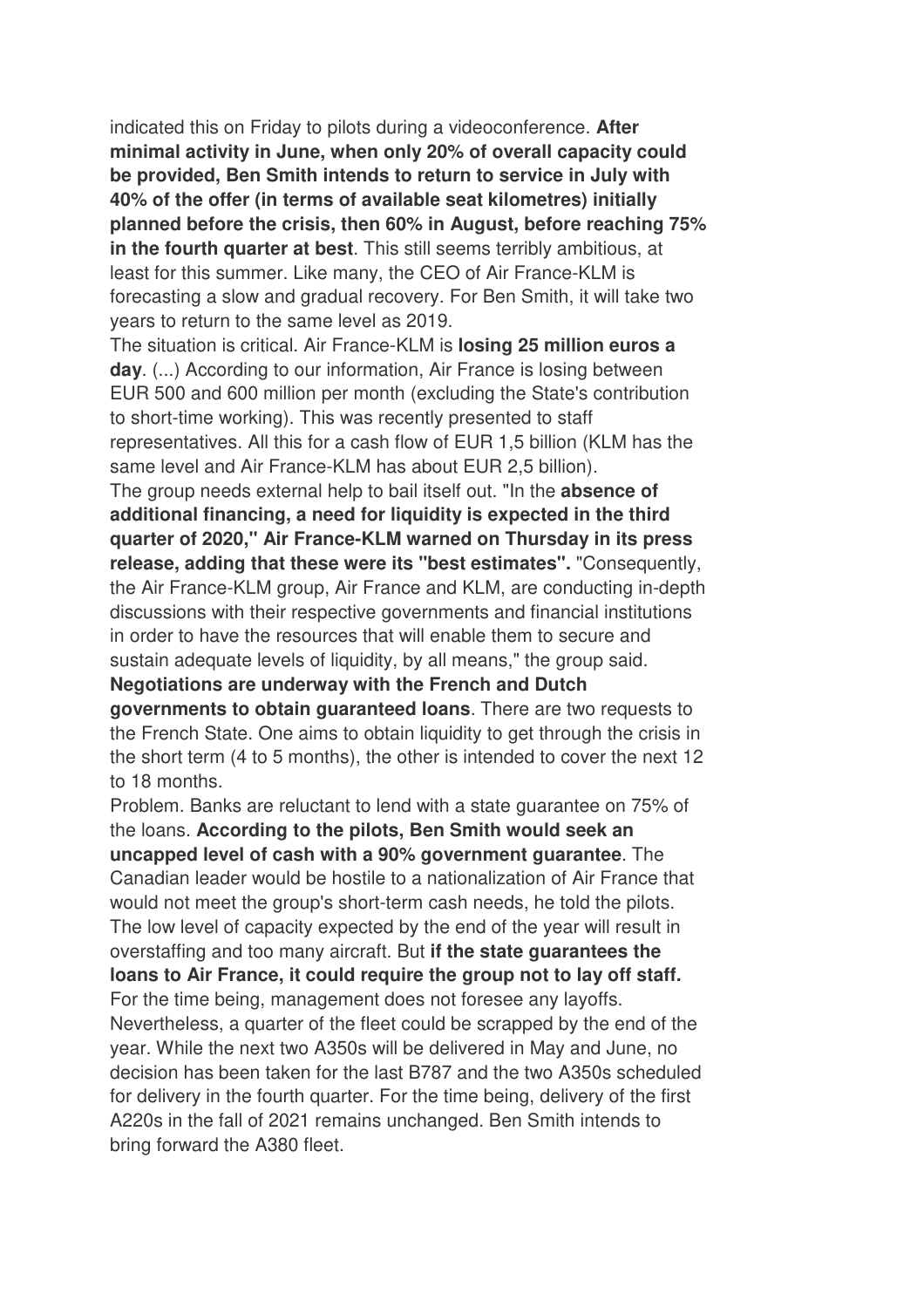indicated this on Friday to pilots during a videoconference. **After minimal activity in June, when only 20% of overall capacity could be provided, Ben Smith intends to return to service in July with 40% of the offer (in terms of available seat kilometres) initially planned before the crisis, then 60% in August, before reaching 75% in the fourth quarter at best**. This still seems terribly ambitious, at least for this summer. Like many, the CEO of Air France-KLM is forecasting a slow and gradual recovery. For Ben Smith, it will take two years to return to the same level as 2019.

The situation is critical. Air France-KLM is **losing 25 million euros a day**. (...) According to our information, Air France is losing between EUR 500 and 600 million per month (excluding the State's contribution to short-time working). This was recently presented to staff representatives. All this for a cash flow of EUR 1,5 billion (KLM has the same level and Air France-KLM has about EUR 2,5 billion).

The group needs external help to bail itself out. "In the **absence of additional financing, a need for liquidity is expected in the third quarter of 2020," Air France-KLM warned on Thursday in its press release, adding that these were its "best estimates".** "Consequently, the Air France-KLM group, Air France and KLM, are conducting in-depth discussions with their respective governments and financial institutions in order to have the resources that will enable them to secure and sustain adequate levels of liquidity, by all means," the group said.

**Negotiations are underway with the French and Dutch governments to obtain guaranteed loans**. There are two requests to the French State. One aims to obtain liquidity to get through the crisis in the short term (4 to 5 months), the other is intended to cover the next 12 to 18 months.

Problem. Banks are reluctant to lend with a state guarantee on 75% of the loans. **According to the pilots, Ben Smith would seek an uncapped level of cash with a 90% government guarantee**. The Canadian leader would be hostile to a nationalization of Air France that would not meet the group's short-term cash needs, he told the pilots. The low level of capacity expected by the end of the year will result in overstaffing and too many aircraft. But **if the state guarantees the loans to Air France, it could require the group not to lay off staff.** For the time being, management does not foresee any layoffs. Nevertheless, a quarter of the fleet could be scrapped by the end of the year. While the next two A350s will be delivered in May and June, no decision has been taken for the last B787 and the two A350s scheduled for delivery in the fourth quarter. For the time being, delivery of the first A220s in the fall of 2021 remains unchanged. Ben Smith intends to bring forward the A380 fleet.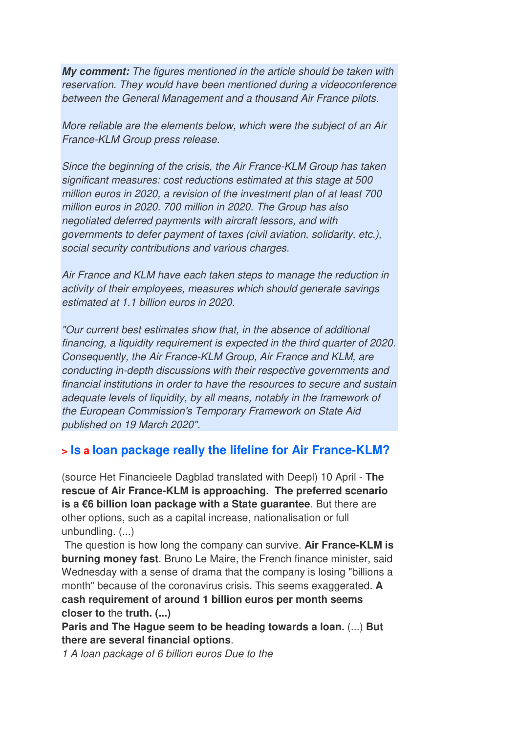***My comment:*** *The figures mentioned in the article should be taken with reservation. They would have been mentioned during a videoconference between the General Management and a thousand Air France pilots.*

*More reliable are the elements below, which were the subject of an Air France-KLM Group press release.*

*Since the beginning of the crisis, the Air France-KLM Group has taken significant measures: cost reductions estimated at this stage at 500 million euros in 2020, a revision of the investment plan of at least 700 million euros in 2020. 700 million in 2020. The Group has also negotiated deferred payments with aircraft lessors, and with governments to defer payment of taxes (civil aviation, solidarity, etc.), social security contributions and various charges.*

*Air France and KLM have each taken steps to manage the reduction in activity of their employees, measures which should generate savings estimated at 1.1 billion euros in 2020.*

*"Our current best estimates show that, in the absence of additional financing, a liquidity requirement is expected in the third quarter of 2020. Consequently, the Air France-KLM Group, Air France and KLM, are conducting in-depth discussions with their respective governments and financial institutions in order to have the resources to secure and sustain adequate levels of liquidity, by all means, notably in the framework of the European Commission's Temporary Framework on State Aid published on 19 March 2020".*

## > Is a loan package really the lifeline for Air France-KLM?

(source Het Financieele Dagblad translated with Deepl) 10 April - **The rescue of Air France-KLM is approaching. The preferred scenario is a €6 billion loan package with a State guarantee**. But there are other options, such as a capital increase, nationalisation or full unbundling. (...)

The question is how long the company can survive. **Air France-KLM is burning money fast**. Bruno Le Maire, the French finance minister, said Wednesday with a sense of drama that the company is losing "billions a month" because of the coronavirus crisis. This seems exaggerated. **A cash requirement of around 1 billion euros per month seems closer to** the **truth. (...)**

**Paris and The Hague seem to be heading towards a loan.** (...) **But there are several financial options**.

*1 A loan package of 6 billion euros Due to the*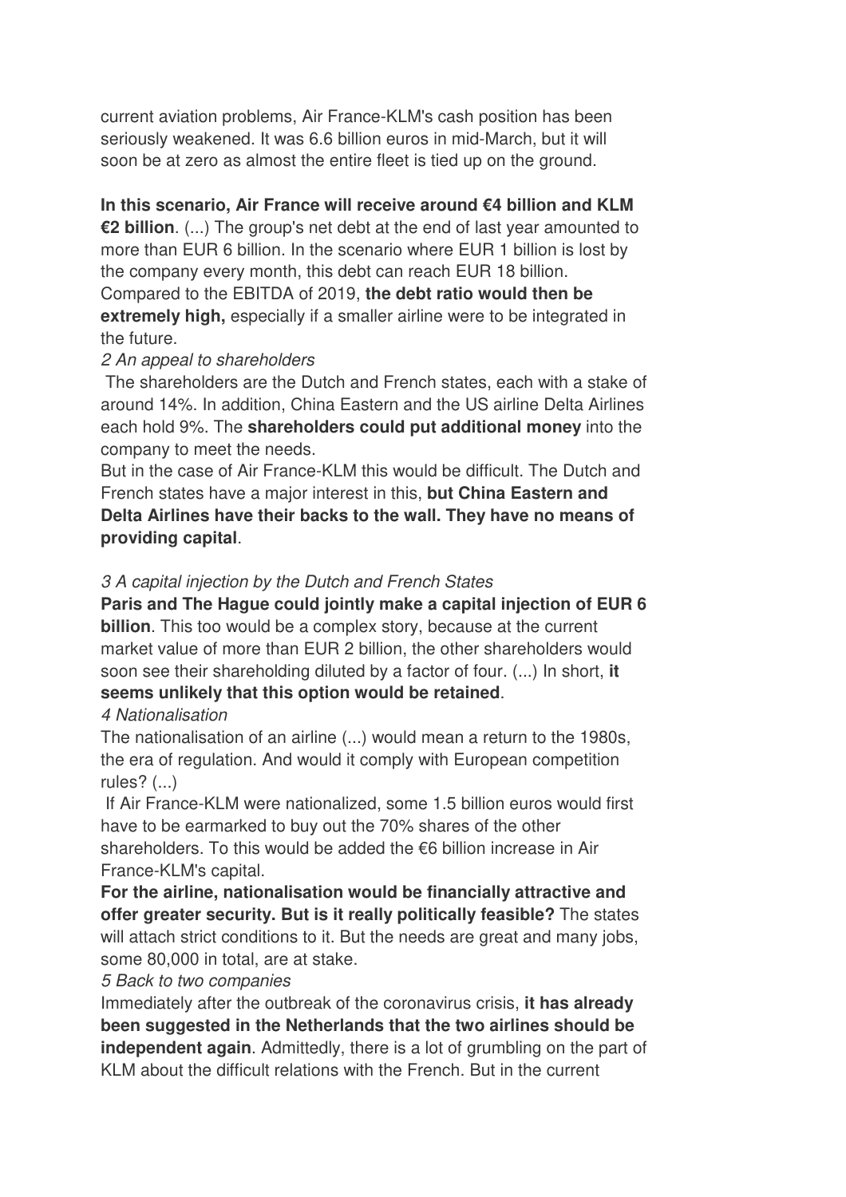current aviation problems, Air France-KLM's cash position has been seriously weakened. It was 6.6 billion euros in mid-March, but it will soon be at zero as almost the entire fleet is tied up on the ground.

**In this scenario, Air France will receive around €4 billion and KLM €2 billion**. (...) The group's net debt at the end of last year amounted to more than EUR 6 billion. In the scenario where EUR 1 billion is lost by the company every month, this debt can reach EUR 18 billion. Compared to the EBITDA of 2019, **the debt ratio would then be extremely high,** especially if a smaller airline were to be integrated in the future.

*2 An appeal to shareholders*

The shareholders are the Dutch and French states, each with a stake of around 14%. In addition, China Eastern and the US airline Delta Airlines each hold 9%. The **shareholders could put additional money** into the company to meet the needs.

But in the case of Air France-KLM this would be difficult. The Dutch and French states have a major interest in this, **but China Eastern and Delta Airlines have their backs to the wall. They have no means of providing capital**.

*3 A capital injection by the Dutch and French States*

**Paris and The Hague could jointly make a capital injection of EUR 6 billion**. This too would be a complex story, because at the current market value of more than EUR 2 billion, the other shareholders would soon see their shareholding diluted by a factor of four. (...) In short, **it seems unlikely that this option would be retained**.

*4 Nationalisation*

The nationalisation of an airline (...) would mean a return to the 1980s, the era of regulation. And would it comply with European competition rules? (...)

If Air France-KLM were nationalized, some 1.5 billion euros would first have to be earmarked to buy out the 70% shares of the other shareholders. To this would be added the €6 billion increase in Air France-KLM's capital.

**For the airline, nationalisation would be financially attractive and offer greater security. But is it really politically feasible?** The states will attach strict conditions to it. But the needs are great and many jobs, some 80,000 in total, are at stake.

*5 Back to two companies*

Immediately after the outbreak of the coronavirus crisis, **it has already been suggested in the Netherlands that the two airlines should be independent again**. Admittedly, there is a lot of grumbling on the part of KLM about the difficult relations with the French. But in the current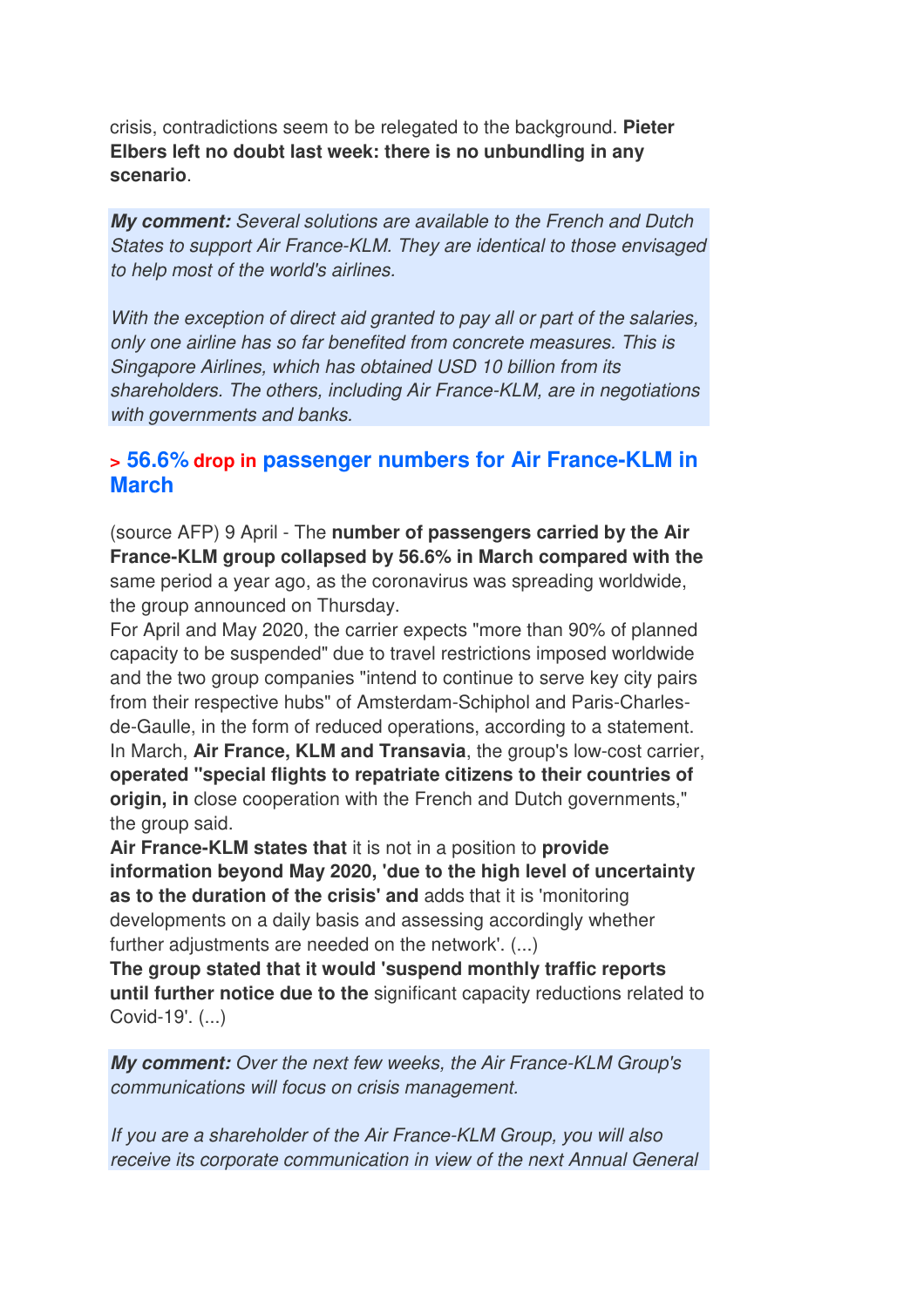crisis, contradictions seem to be relegated to the background. **Pieter Elbers left no doubt last week: there is no unbundling in any scenario**.

***My comment:*** *Several solutions are available to the French and Dutch States to support Air France-KLM. They are identical to those envisaged to help most of the world's airlines.*

*With the exception of direct aid granted to pay all or part of the salaries, only one airline has so far benefited from concrete measures. This is Singapore Airlines, which has obtained USD 10 billion from its shareholders. The others, including Air France-KLM, are in negotiations with governments and banks.*

## > 56.6% drop in passenger numbers for Air France-KLM in March

(source AFP) 9 April - The **number of passengers carried by the Air France-KLM group collapsed by 56.6% in March compared with the** same period a year ago, as the coronavirus was spreading worldwide, the group announced on Thursday.
For April and May 2020, the carrier expects "more than 90% of planned capacity to be suspended" due to travel restrictions imposed worldwide and the two group companies "intend to continue to serve key city pairs from their respective hubs" of Amsterdam-Schiphol and Paris-Charles-de-Gaulle, in the form of reduced operations, according to a statement.
In March, **Air France, KLM and Transavia**, the group's low-cost carrier, **operated "special flights to repatriate citizens to their countries of origin, in** close cooperation with the French and Dutch governments," the group said.
**Air France-KLM states that** it is not in a position to **provide information beyond May 2020, 'due to the high level of uncertainty as to the duration of the crisis' and** adds that it is 'monitoring developments on a daily basis and assessing accordingly whether further adjustments are needed on the network'. (...)
**The group stated that it would 'suspend monthly traffic reports until further notice due to the** significant capacity reductions related to Covid-19'. (...)

***My comment:*** *Over the next few weeks, the Air France-KLM Group's communications will focus on crisis management.*

*If you are a shareholder of the Air France-KLM Group, you will also receive its corporate communication in view of the next Annual General*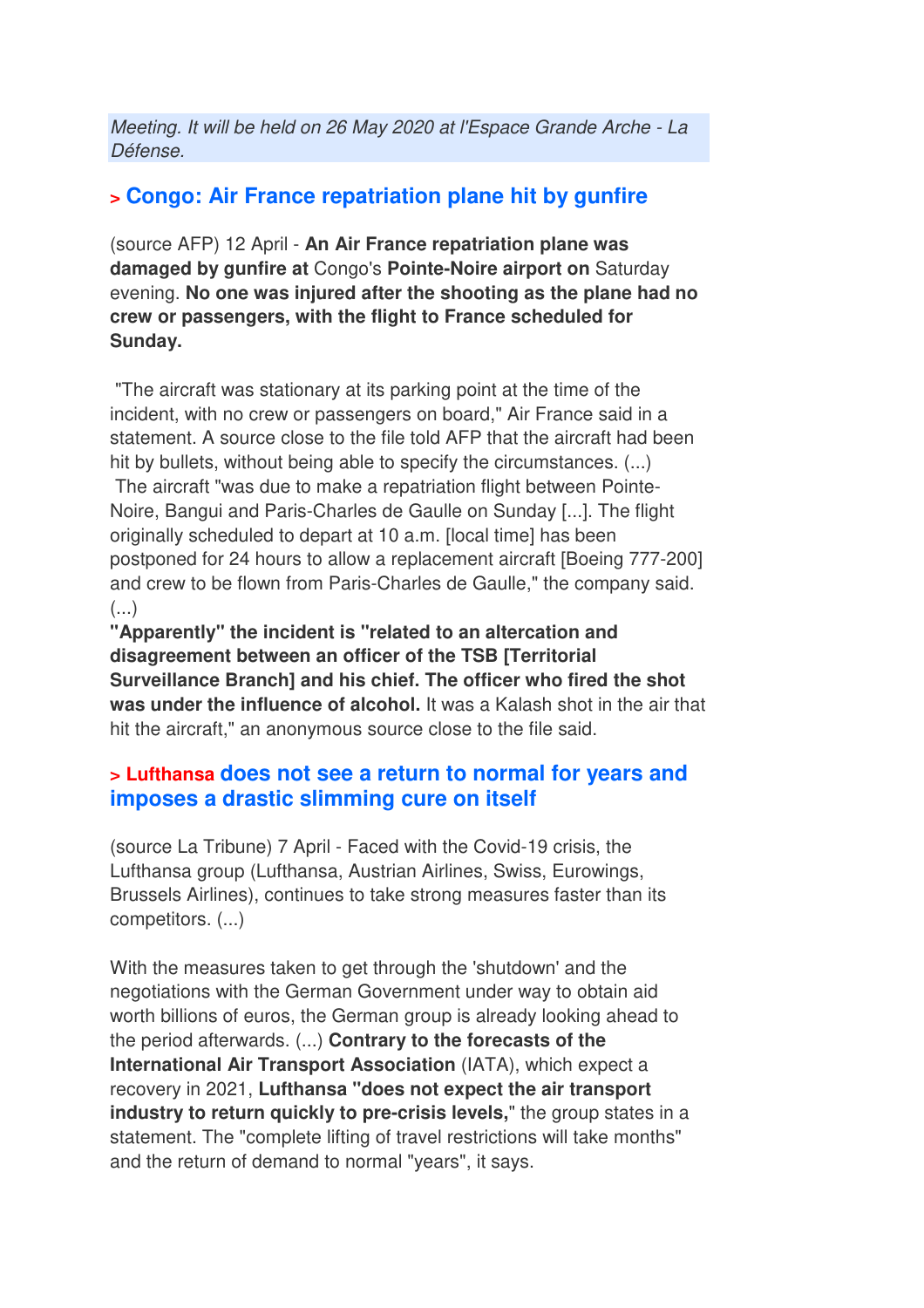*Meeting. It will be held on 26 May 2020 at l'Espace Grande Arche - La Défense.*

## > Congo: Air France repatriation plane hit by gunfire

(source AFP) 12 April - **An Air France repatriation plane was damaged by gunfire at** Congo's **Pointe-Noire airport on** Saturday evening. **No one was injured after the shooting as the plane had no crew or passengers, with the flight to France scheduled for Sunday.**

"The aircraft was stationary at its parking point at the time of the incident, with no crew or passengers on board," Air France said in a statement. A source close to the file told AFP that the aircraft had been hit by bullets, without being able to specify the circumstances. (...)
The aircraft "was due to make a repatriation flight between Pointe-Noire, Bangui and Paris-Charles de Gaulle on Sunday [...]. The flight originally scheduled to depart at 10 a.m. [local time] has been postponed for 24 hours to allow a replacement aircraft [Boeing 777-200] and crew to be flown from Paris-Charles de Gaulle," the company said. (...)
**"Apparently" the incident is "related to an altercation and disagreement between an officer of the TSB [Territorial Surveillance Branch] and his chief. The officer who fired the shot was under the influence of alcohol.** It was a Kalash shot in the air that hit the aircraft," an anonymous source close to the file said.

## > Lufthansa does not see a return to normal for years and imposes a drastic slimming cure on itself

(source La Tribune) 7 April - Faced with the Covid-19 crisis, the Lufthansa group (Lufthansa, Austrian Airlines, Swiss, Eurowings, Brussels Airlines), continues to take strong measures faster than its competitors. (...)

With the measures taken to get through the 'shutdown' and the negotiations with the German Government under way to obtain aid worth billions of euros, the German group is already looking ahead to the period afterwards. (...) **Contrary to the forecasts of the International Air Transport Association** (IATA), which expect a recovery in 2021, **Lufthansa "does not expect the air transport industry to return quickly to pre-crisis levels,"** the group states in a statement. The "complete lifting of travel restrictions will take months" and the return of demand to normal "years", it says.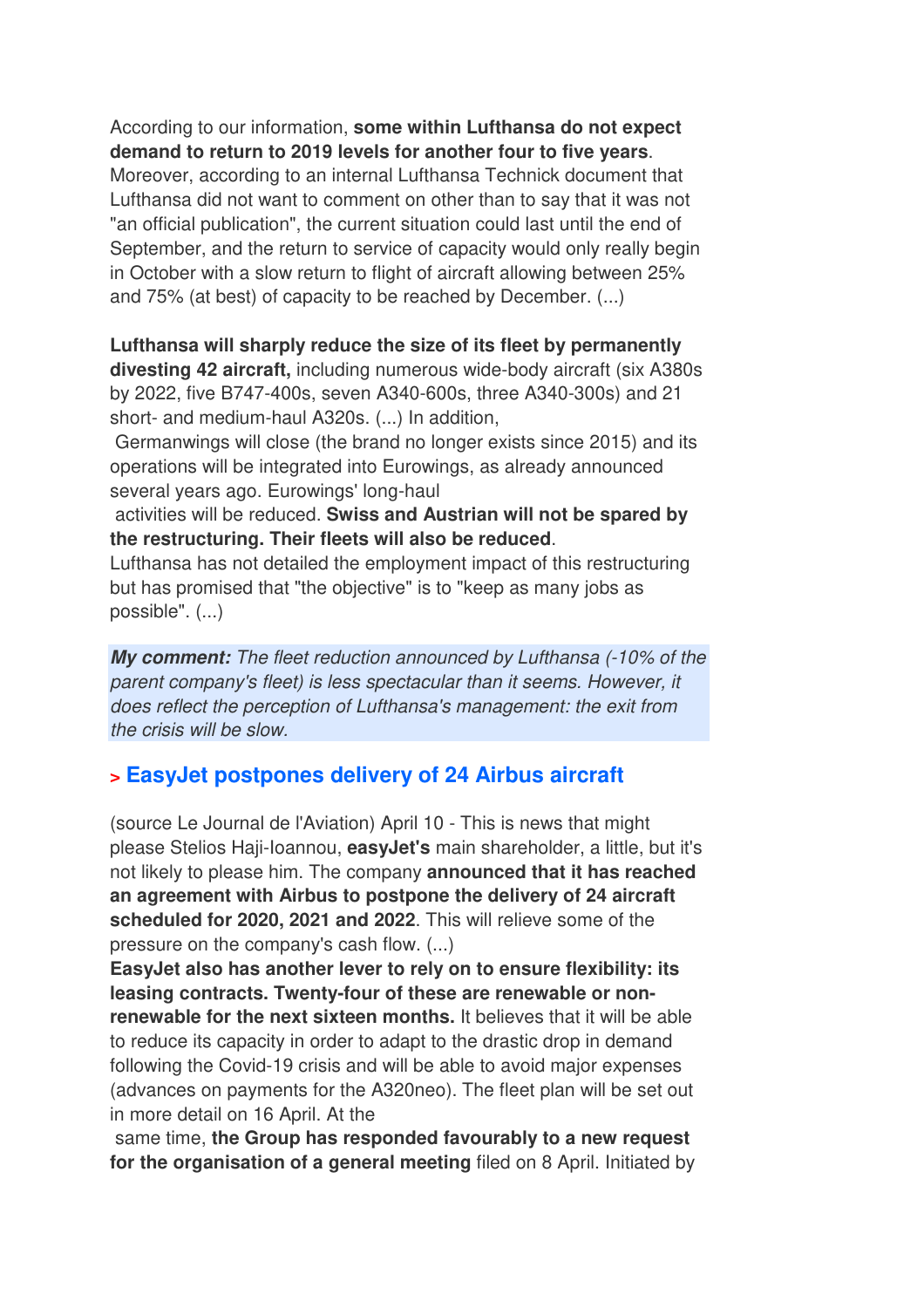According to our information, **some within Lufthansa do not expect demand to return to 2019 levels for another four to five years**. Moreover, according to an internal Lufthansa Technick document that Lufthansa did not want to comment on other than to say that it was not "an official publication", the current situation could last until the end of September, and the return to service of capacity would only really begin in October with a slow return to flight of aircraft allowing between 25% and 75% (at best) of capacity to be reached by December. (...)

**Lufthansa will sharply reduce the size of its fleet by permanently divesting 42 aircraft,** including numerous wide-body aircraft (six A380s by 2022, five B747-400s, seven A340-600s, three A340-300s) and 21 short- and medium-haul A320s. (...) In addition, Germanwings will close (the brand no longer exists since 2015) and its operations will be integrated into Eurowings, as already announced several years ago. Eurowings' long-haul activities will be reduced. **Swiss and Austrian will not be spared by the restructuring. Their fleets will also be reduced**.
Lufthansa has not detailed the employment impact of this restructuring but has promised that "the objective" is to "keep as many jobs as possible". (...)

***My comment:*** *The fleet reduction announced by Lufthansa (-10% of the parent company's fleet) is less spectacular than it seems. However, it does reflect the perception of Lufthansa's management: the exit from the crisis will be slow.*

## > EasyJet postpones delivery of 24 Airbus aircraft

(source Le Journal de l'Aviation) April 10 - This is news that might please Stelios Haji-Ioannou, **easyJet's** main shareholder, a little, but it's not likely to please him. The company **announced that it has reached an agreement with Airbus to postpone the delivery of 24 aircraft scheduled for 2020, 2021 and 2022**. This will relieve some of the pressure on the company's cash flow. (...)
**EasyJet also has another lever to rely on to ensure flexibility: its leasing contracts. Twenty-four of these are renewable or non-renewable for the next sixteen months.** It believes that it will be able to reduce its capacity in order to adapt to the drastic drop in demand following the Covid-19 crisis and will be able to avoid major expenses (advances on payments for the A320neo). The fleet plan will be set out in more detail on 16 April. At the same time, **the Group has responded favourably to a new request for the organisation of a general meeting** filed on 8 April. Initiated by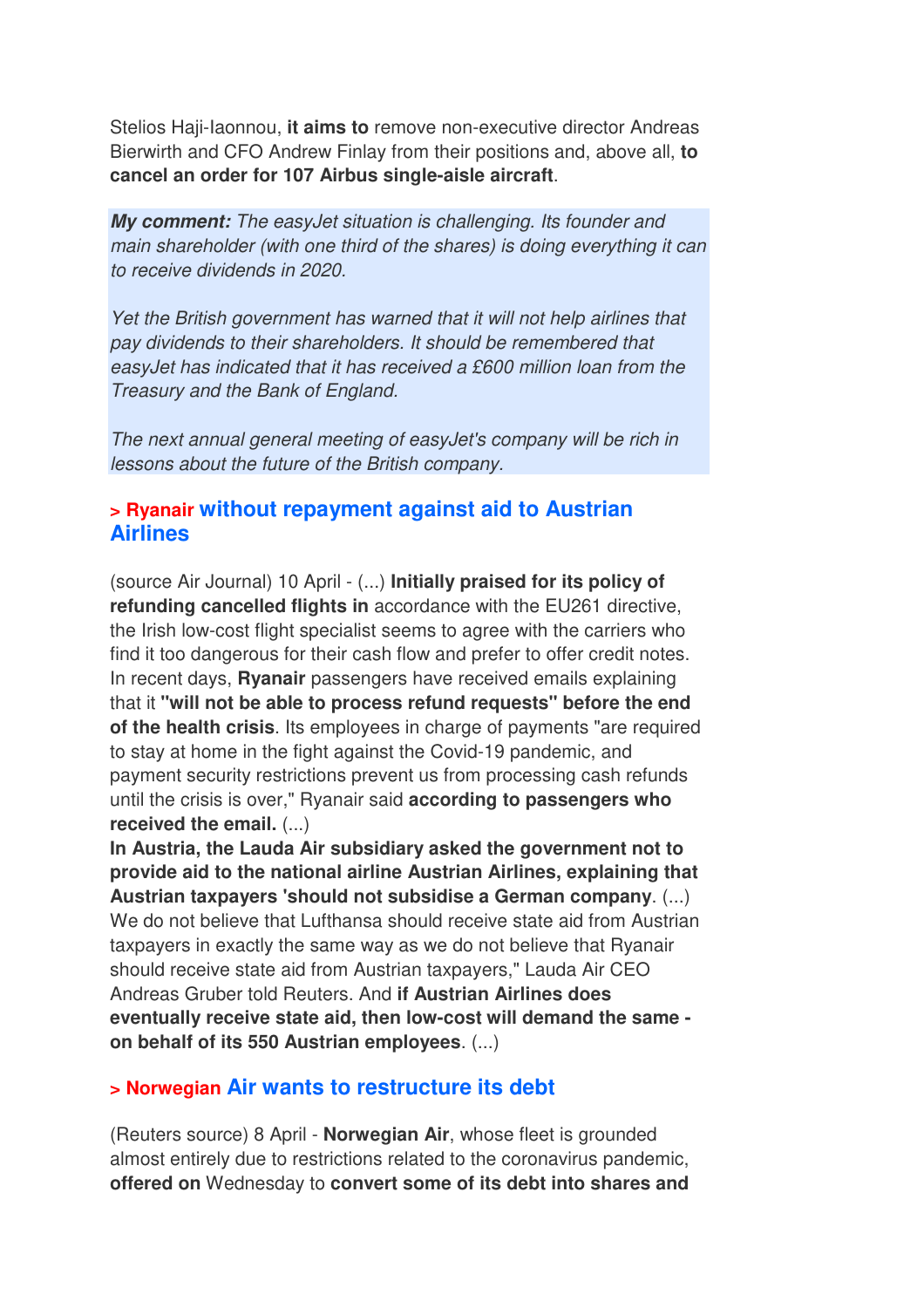Stelios Haji-Iaonnou, **it aims to** remove non-executive director Andreas Bierwirth and CFO Andrew Finlay from their positions and, above all, **to cancel an order for 107 Airbus single-aisle aircraft**.

***My comment:*** *The easyJet situation is challenging. Its founder and main shareholder (with one third of the shares) is doing everything it can to receive dividends in 2020.*

*Yet the British government has warned that it will not help airlines that pay dividends to their shareholders. It should be remembered that easyJet has indicated that it has received a £600 million loan from the Treasury and the Bank of England.*

*The next annual general meeting of easyJet's company will be rich in lessons about the future of the British company.*

### > Ryanair without repayment against aid to Austrian Airlines

(source Air Journal) 10 April - (...) **Initially praised for its policy of refunding cancelled flights in** accordance with the EU261 directive, the Irish low-cost flight specialist seems to agree with the carriers who find it too dangerous for their cash flow and prefer to offer credit notes. In recent days, **Ryanair** passengers have received emails explaining that it **"will not be able to process refund requests" before the end of the health crisis**. Its employees in charge of payments "are required to stay at home in the fight against the Covid-19 pandemic, and payment security restrictions prevent us from processing cash refunds until the crisis is over," Ryanair said **according to passengers who received the email.** (...)
**In Austria, the Lauda Air subsidiary asked the government not to provide aid to the national airline Austrian Airlines, explaining that Austrian taxpayers 'should not subsidise a German company**. (...) We do not believe that Lufthansa should receive state aid from Austrian taxpayers in exactly the same way as we do not believe that Ryanair should receive state aid from Austrian taxpayers," Lauda Air CEO Andreas Gruber told Reuters. And **if Austrian Airlines does eventually receive state aid, then low-cost will demand the same - on behalf of its 550 Austrian employees**. (...)

### > Norwegian Air wants to restructure its debt

(Reuters source) 8 April - **Norwegian Air**, whose fleet is grounded almost entirely due to restrictions related to the coronavirus pandemic, **offered on** Wednesday to **convert some of its debt into shares and**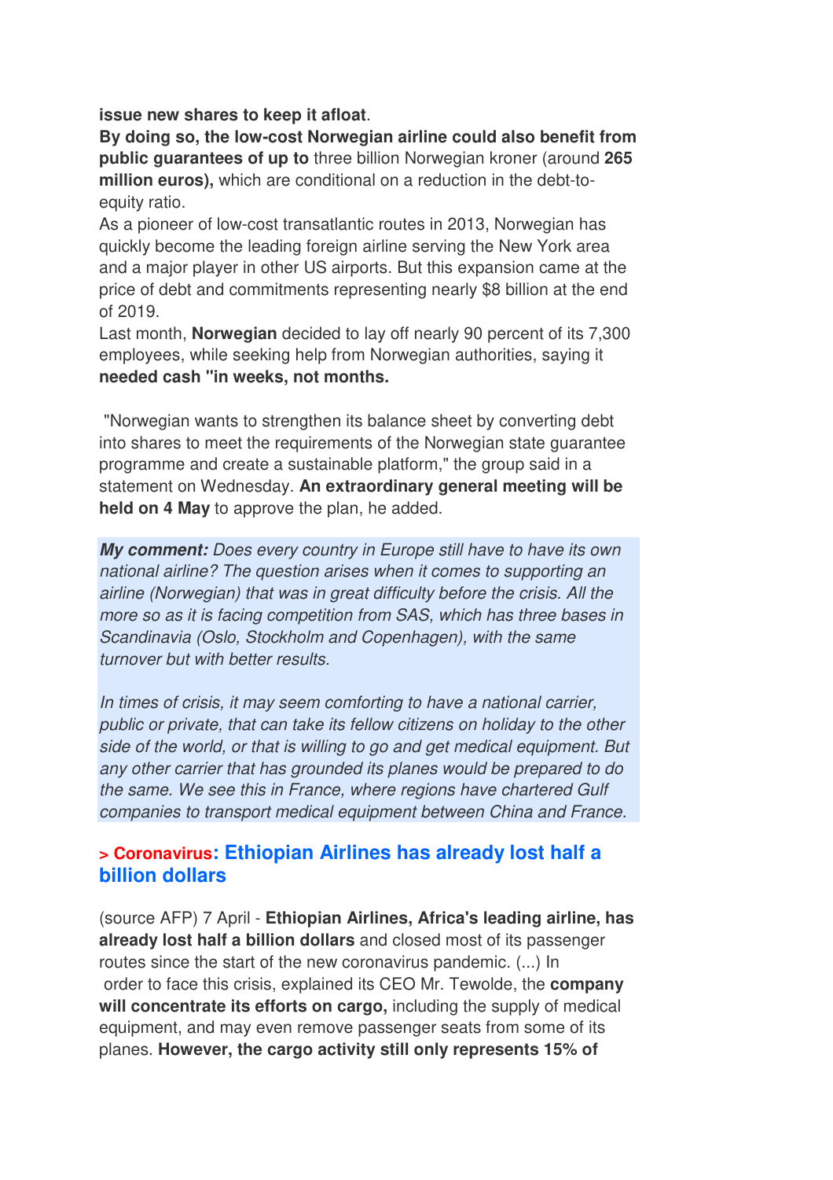**issue new shares to keep it afloat**.

**By doing so, the low-cost Norwegian airline could also benefit from public guarantees of up to** three billion Norwegian kroner (around **265 million euros),** which are conditional on a reduction in the debt-to-equity ratio.

As a pioneer of low-cost transatlantic routes in 2013, Norwegian has quickly become the leading foreign airline serving the New York area and a major player in other US airports. But this expansion came at the price of debt and commitments representing nearly $8 billion at the end of 2019.

Last month, **Norwegian** decided to lay off nearly 90 percent of its 7,300 employees, while seeking help from Norwegian authorities, saying it **needed cash "in weeks, not months.**

"Norwegian wants to strengthen its balance sheet by converting debt into shares to meet the requirements of the Norwegian state guarantee programme and create a sustainable platform," the group said in a statement on Wednesday. **An extraordinary general meeting will be held on 4 May** to approve the plan, he added.

***My comment:*** *Does every country in Europe still have to have its own national airline? The question arises when it comes to supporting an airline (Norwegian) that was in great difficulty before the crisis. All the more so as it is facing competition from SAS, which has three bases in Scandinavia (Oslo, Stockholm and Copenhagen), with the same turnover but with better results.*

*In times of crisis, it may seem comforting to have a national carrier, public or private, that can take its fellow citizens on holiday to the other side of the world, or that is willing to go and get medical equipment. But any other carrier that has grounded its planes would be prepared to do the same. We see this in France, where regions have chartered Gulf companies to transport medical equipment between China and France.*

## > Coronavirus: Ethiopian Airlines has already lost half a billion dollars

(source AFP) 7 April - **Ethiopian Airlines, Africa's leading airline, has already lost half a billion dollars** and closed most of its passenger routes since the start of the new coronavirus pandemic. (...) In order to face this crisis, explained its CEO Mr. Tewolde, the **company will concentrate its efforts on cargo,** including the supply of medical equipment, and may even remove passenger seats from some of its planes. **However, the cargo activity still only represents 15% of**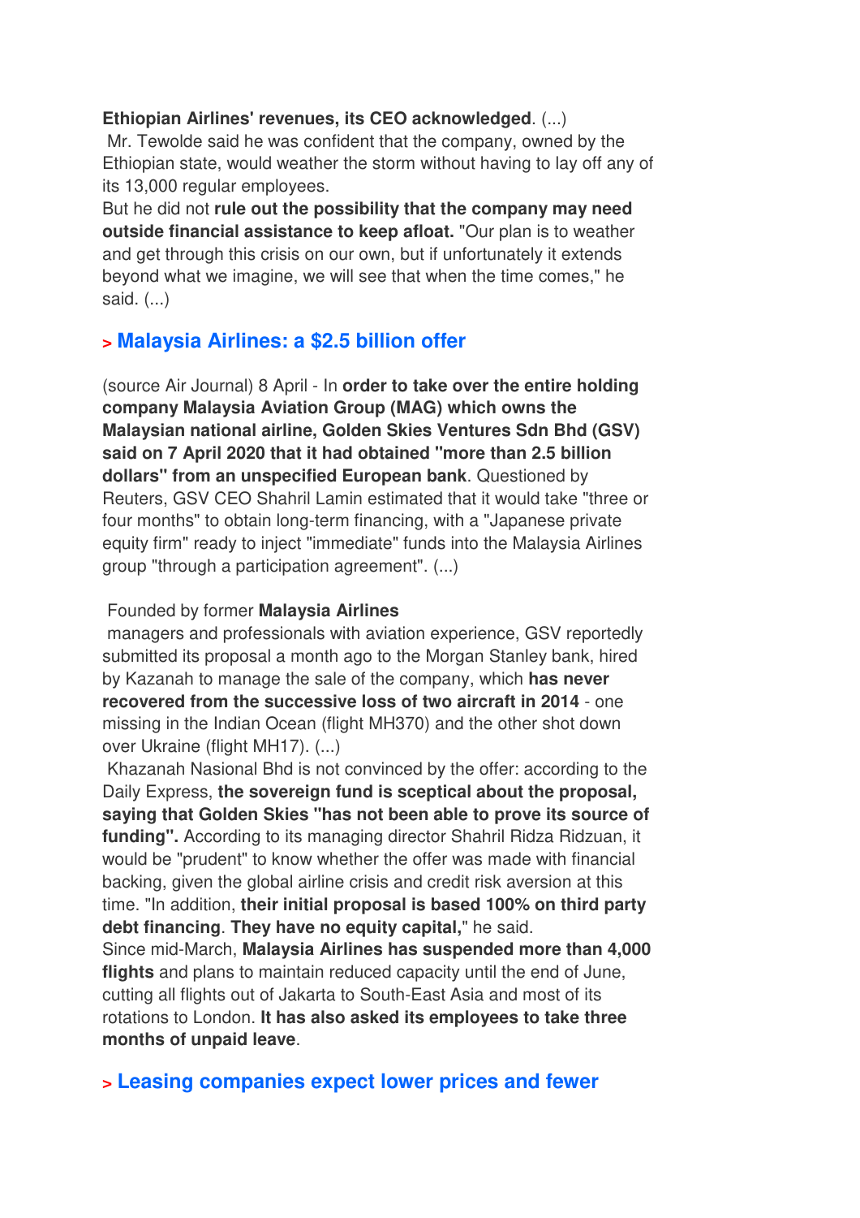**Ethiopian Airlines' revenues, its CEO acknowledged**. (...)

Mr. Tewolde said he was confident that the company, owned by the Ethiopian state, would weather the storm without having to lay off any of its 13,000 regular employees.

But he did not **rule out the possibility that the company may need outside financial assistance to keep afloat.** "Our plan is to weather and get through this crisis on our own, but if unfortunately it extends beyond what we imagine, we will see that when the time comes," he said. (...)

## > Malaysia Airlines: a $2.5 billion offer

(source Air Journal) 8 April - In **order to take over the entire holding company Malaysia Aviation Group (MAG) which owns the Malaysian national airline, Golden Skies Ventures Sdn Bhd (GSV) said on 7 April 2020 that it had obtained "more than 2.5 billion dollars" from an unspecified European bank**. Questioned by Reuters, GSV CEO Shahril Lamin estimated that it would take "three or four months" to obtain long-term financing, with a "Japanese private equity firm" ready to inject "immediate" funds into the Malaysia Airlines group "through a participation agreement". (...)

Founded by former **Malaysia Airlines** managers and professionals with aviation experience, GSV reportedly submitted its proposal a month ago to the Morgan Stanley bank, hired by Kazanah to manage the sale of the company, which **has never recovered from the successive loss of two aircraft in 2014** - one missing in the Indian Ocean (flight MH370) and the other shot down over Ukraine (flight MH17). (...)

Khazanah Nasional Bhd is not convinced by the offer: according to the Daily Express, **the sovereign fund is sceptical about the proposal, saying that Golden Skies "has not been able to prove its source of funding".** According to its managing director Shahril Ridza Ridzuan, it would be "prudent" to know whether the offer was made with financial backing, given the global airline crisis and credit risk aversion at this time. "In addition, **their initial proposal is based 100% on third party debt financing**. **They have no equity capital,**" he said.

Since mid-March, **Malaysia Airlines has suspended more than 4,000 flights** and plans to maintain reduced capacity until the end of June, cutting all flights out of Jakarta to South-East Asia and most of its rotations to London. **It has also asked its employees to take three months of unpaid leave**.

## > Leasing companies expect lower prices and fewer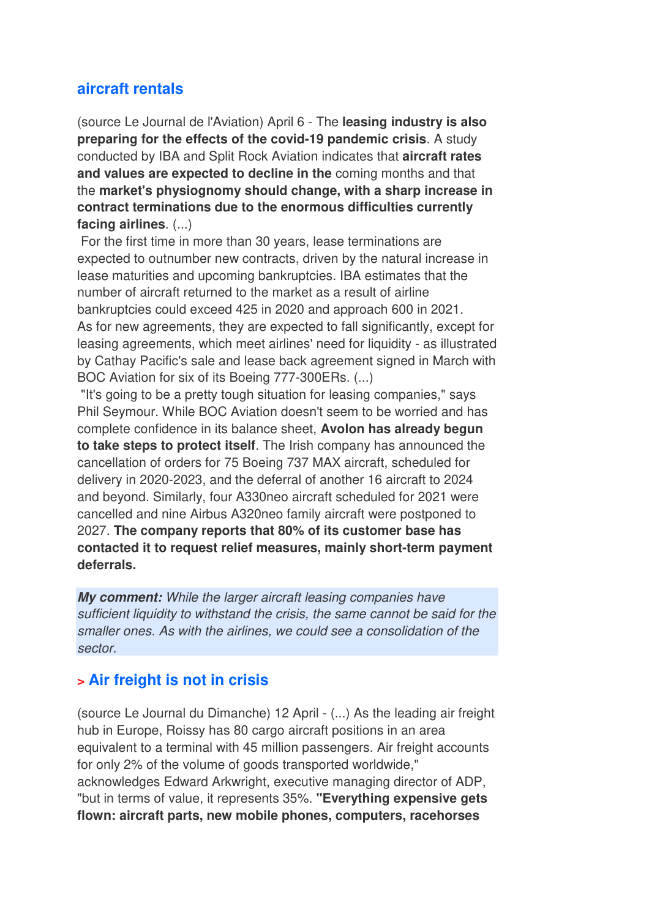## aircraft rentals

(source Le Journal de l'Aviation) April 6 - The **leasing industry is also preparing for the effects of the covid-19 pandemic crisis**. A study conducted by IBA and Split Rock Aviation indicates that **aircraft rates and values are expected to decline in the** coming months and that the **market's physiognomy should change, with a sharp increase in contract terminations due to the enormous difficulties currently facing airlines**. (...)

For the first time in more than 30 years, lease terminations are expected to outnumber new contracts, driven by the natural increase in lease maturities and upcoming bankruptcies. IBA estimates that the number of aircraft returned to the market as a result of airline bankruptcies could exceed 425 in 2020 and approach 600 in 2021.

As for new agreements, they are expected to fall significantly, except for leasing agreements, which meet airlines' need for liquidity - as illustrated by Cathay Pacific's sale and lease back agreement signed in March with BOC Aviation for six of its Boeing 777-300ERs. (...)

"It's going to be a pretty tough situation for leasing companies," says Phil Seymour. While BOC Aviation doesn't seem to be worried and has complete confidence in its balance sheet, **Avolon has already begun to take steps to protect itself**. The Irish company has announced the cancellation of orders for 75 Boeing 737 MAX aircraft, scheduled for delivery in 2020-2023, and the deferral of another 16 aircraft to 2024 and beyond. Similarly, four A330neo aircraft scheduled for 2021 were cancelled and nine Airbus A320neo family aircraft were postponed to 2027. **The company reports that 80% of its customer base has contacted it to request relief measures, mainly short-term payment deferrals.**

***My comment:*** *While the larger aircraft leasing companies have sufficient liquidity to withstand the crisis, the same cannot be said for the smaller ones. As with the airlines, we could see a consolidation of the sector.*

## > Air freight is not in crisis

(source Le Journal du Dimanche) 12 April - (...) As the leading air freight hub in Europe, Roissy has 80 cargo aircraft positions in an area equivalent to a terminal with 45 million passengers. Air freight accounts for only 2% of the volume of goods transported worldwide," acknowledges Edward Arkwright, executive managing director of ADP, "but in terms of value, it represents 35%. **"Everything expensive gets flown: aircraft parts, new mobile phones, computers, racehorses**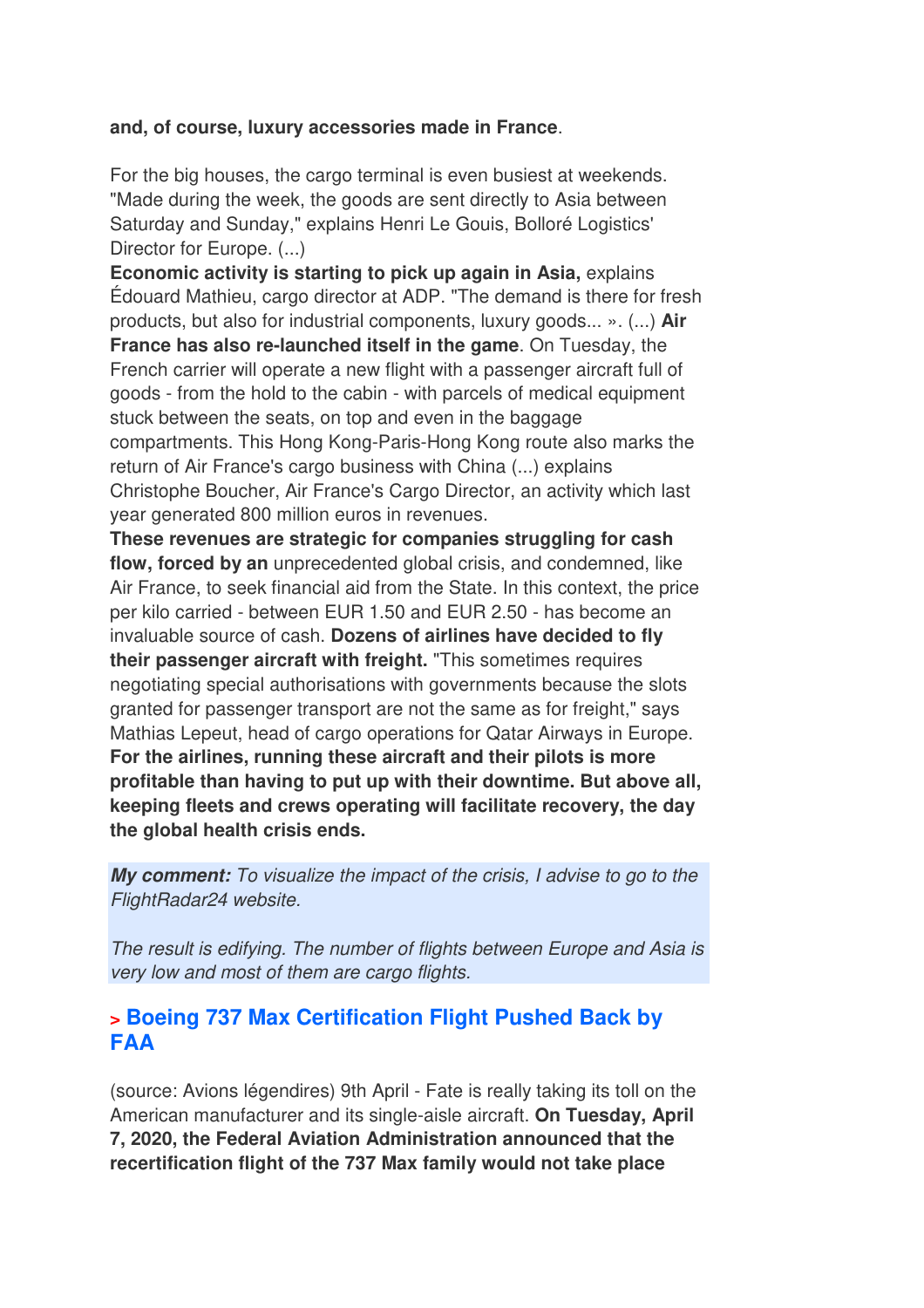**and, of course, luxury accessories made in France**.

For the big houses, the cargo terminal is even busiest at weekends. "Made during the week, the goods are sent directly to Asia between Saturday and Sunday," explains Henri Le Gouis, Bolloré Logistics' Director for Europe. (...)
**Economic activity is starting to pick up again in Asia,** explains Édouard Mathieu, cargo director at ADP. "The demand is there for fresh products, but also for industrial components, luxury goods... ». (...) **Air France has also re-launched itself in the game**. On Tuesday, the French carrier will operate a new flight with a passenger aircraft full of goods - from the hold to the cabin - with parcels of medical equipment stuck between the seats, on top and even in the baggage compartments. This Hong Kong-Paris-Hong Kong route also marks the return of Air France's cargo business with China (...) explains Christophe Boucher, Air France's Cargo Director, an activity which last year generated 800 million euros in revenues.
**These revenues are strategic for companies struggling for cash flow, forced by an** unprecedented global crisis, and condemned, like Air France, to seek financial aid from the State. In this context, the price per kilo carried - between EUR 1.50 and EUR 2.50 - has become an invaluable source of cash. **Dozens of airlines have decided to fly their passenger aircraft with freight.** "This sometimes requires negotiating special authorisations with governments because the slots granted for passenger transport are not the same as for freight," says Mathias Lepeut, head of cargo operations for Qatar Airways in Europe.
**For the airlines, running these aircraft and their pilots is more profitable than having to put up with their downtime. But above all, keeping fleets and crews operating will facilitate recovery, the day the global health crisis ends.**

***My comment:*** *To visualize the impact of the crisis, I advise to go to the FlightRadar24 website.*

*The result is edifying. The number of flights between Europe and Asia is very low and most of them are cargo flights.*

## > Boeing 737 Max Certification Flight Pushed Back by FAA

(source: Avions légendires) 9th April - Fate is really taking its toll on the American manufacturer and its single-aisle aircraft. **On Tuesday, April 7, 2020, the Federal Aviation Administration announced that the recertification flight of the 737 Max family would not take place**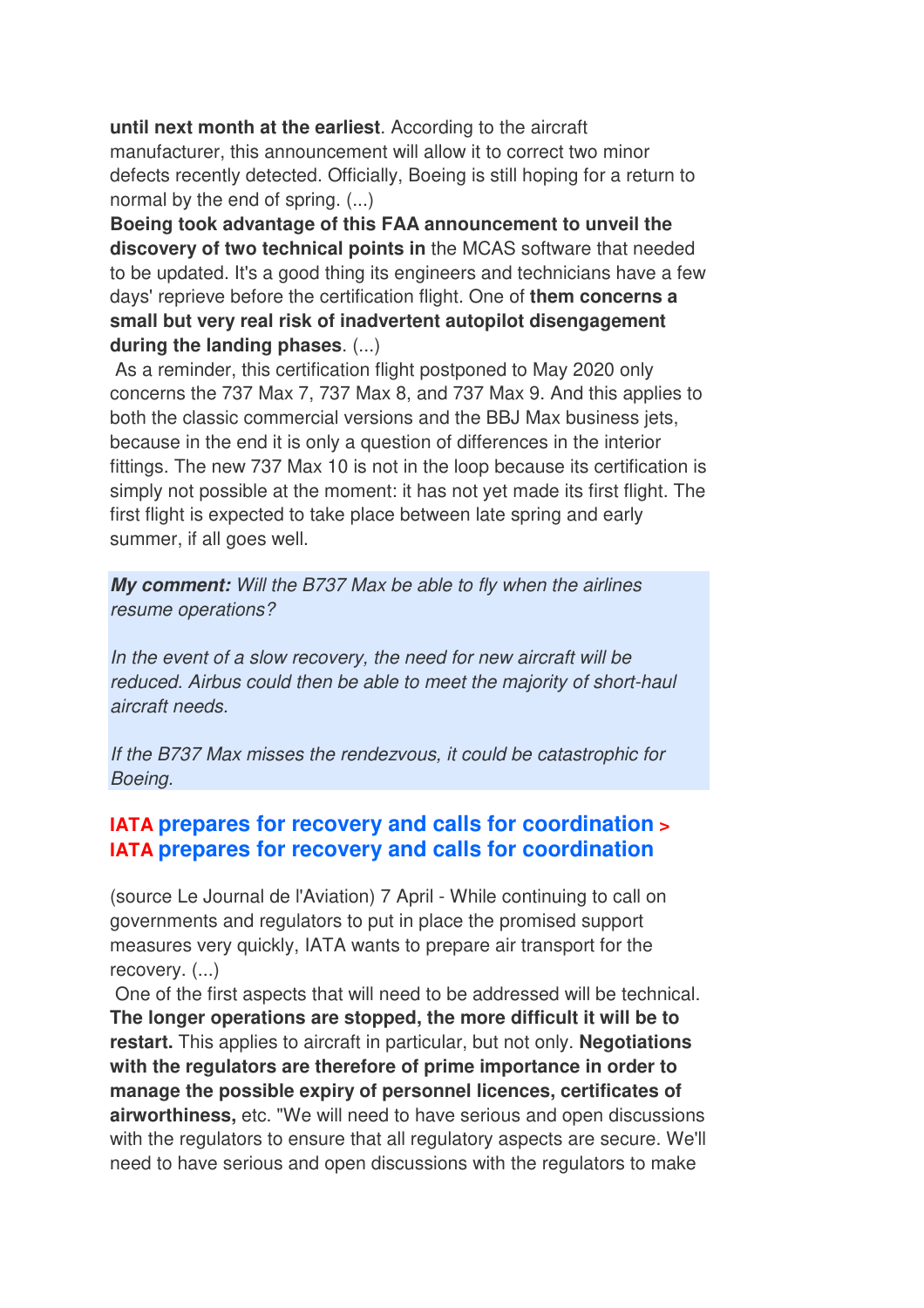**until next month at the earliest**. According to the aircraft manufacturer, this announcement will allow it to correct two minor defects recently detected. Officially, Boeing is still hoping for a return to normal by the end of spring. (...)

**Boeing took advantage of this FAA announcement to unveil the discovery of two technical points in** the MCAS software that needed to be updated. It's a good thing its engineers and technicians have a few days' reprieve before the certification flight. One of **them concerns a small but very real risk of inadvertent autopilot disengagement during the landing phases**. (...)

As a reminder, this certification flight postponed to May 2020 only concerns the 737 Max 7, 737 Max 8, and 737 Max 9. And this applies to both the classic commercial versions and the BBJ Max business jets, because in the end it is only a question of differences in the interior fittings. The new 737 Max 10 is not in the loop because its certification is simply not possible at the moment: it has not yet made its first flight. The first flight is expected to take place between late spring and early summer, if all goes well.

***My comment:*** *Will the B737 Max be able to fly when the airlines resume operations?*

*In the event of a slow recovery, the need for new aircraft will be reduced. Airbus could then be able to meet the majority of short-haul aircraft needs.*

*If the B737 Max misses the rendezvous, it could be catastrophic for Boeing.*

## IATA prepares for recovery and calls for coordination > IATA prepares for recovery and calls for coordination

(source Le Journal de l'Aviation) 7 April - While continuing to call on governments and regulators to put in place the promised support measures very quickly, IATA wants to prepare air transport for the recovery. (...)

One of the first aspects that will need to be addressed will be technical. **The longer operations are stopped, the more difficult it will be to restart.** This applies to aircraft in particular, but not only. **Negotiations with the regulators are therefore of prime importance in order to manage the possible expiry of personnel licences, certificates of airworthiness,** etc. "We will need to have serious and open discussions with the regulators to ensure that all regulatory aspects are secure. We'll need to have serious and open discussions with the regulators to make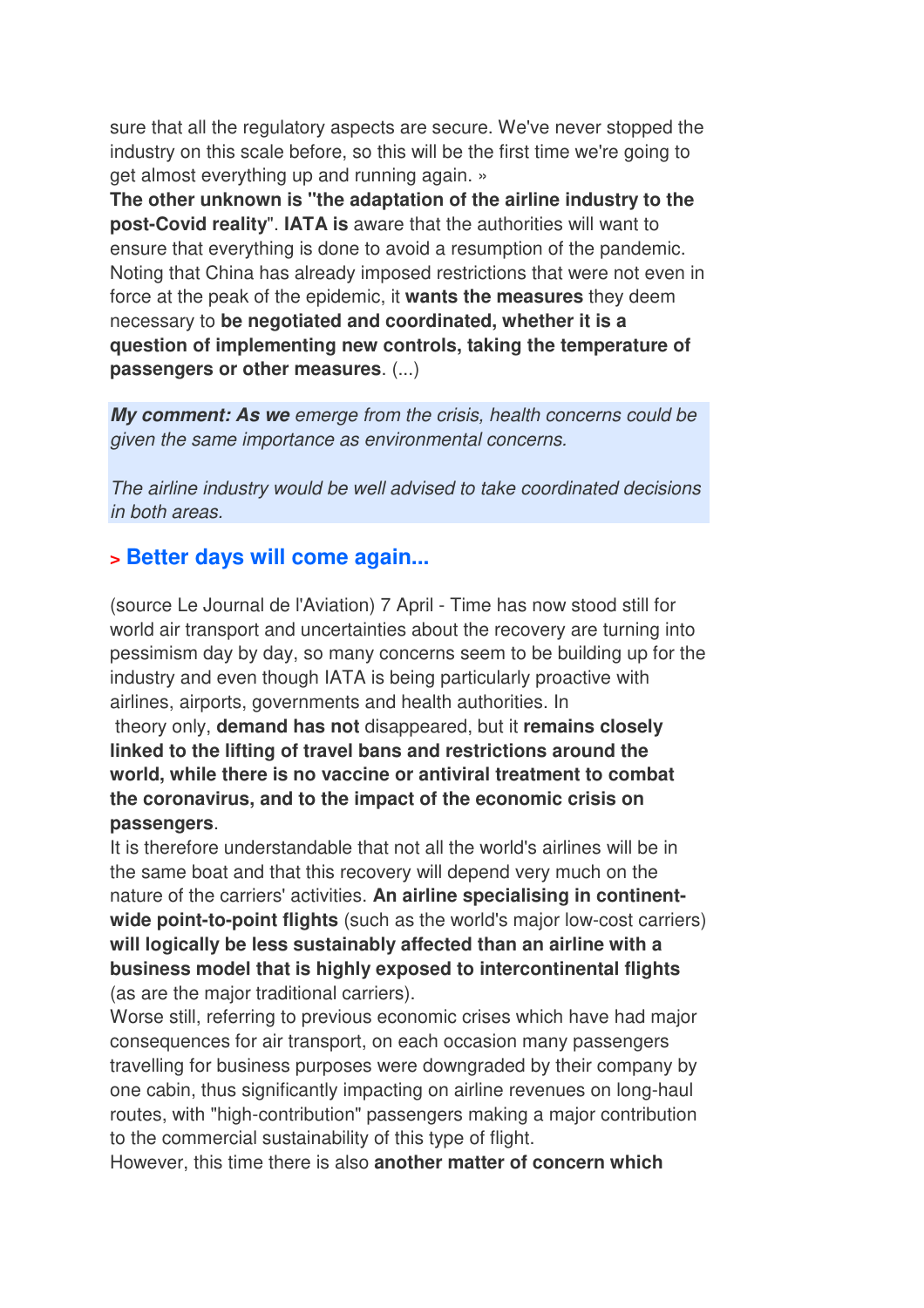sure that all the regulatory aspects are secure. We've never stopped the industry on this scale before, so this will be the first time we're going to get almost everything up and running again. »

**The other unknown is "the adaptation of the airline industry to the post-Covid reality"**. **IATA is** aware that the authorities will want to ensure that everything is done to avoid a resumption of the pandemic. Noting that China has already imposed restrictions that were not even in force at the peak of the epidemic, it **wants the measures** they deem necessary to **be negotiated and coordinated, whether it is a question of implementing new controls, taking the temperature of passengers or other measures**. (...)

***My comment: As we*** *emerge from the crisis, health concerns could be given the same importance as environmental concerns.*

*The airline industry would be well advised to take coordinated decisions in both areas.*

## > Better days will come again...

(source Le Journal de l'Aviation) 7 April - Time has now stood still for world air transport and uncertainties about the recovery are turning into pessimism day by day, so many concerns seem to be building up for the industry and even though IATA is being particularly proactive with airlines, airports, governments and health authorities. In theory only, **demand has not** disappeared, but it **remains closely linked to the lifting of travel bans and restrictions around the world, while there is no vaccine or antiviral treatment to combat the coronavirus, and to the impact of the economic crisis on passengers**.

It is therefore understandable that not all the world's airlines will be in the same boat and that this recovery will depend very much on the nature of the carriers' activities. **An airline specialising in continent-wide point-to-point flights** (such as the world's major low-cost carriers) **will logically be less sustainably affected than an airline with a business model that is highly exposed to intercontinental flights** (as are the major traditional carriers).

Worse still, referring to previous economic crises which have had major consequences for air transport, on each occasion many passengers travelling for business purposes were downgraded by their company by one cabin, thus significantly impacting on airline revenues on long-haul routes, with "high-contribution" passengers making a major contribution to the commercial sustainability of this type of flight.

However, this time there is also **another matter of concern which**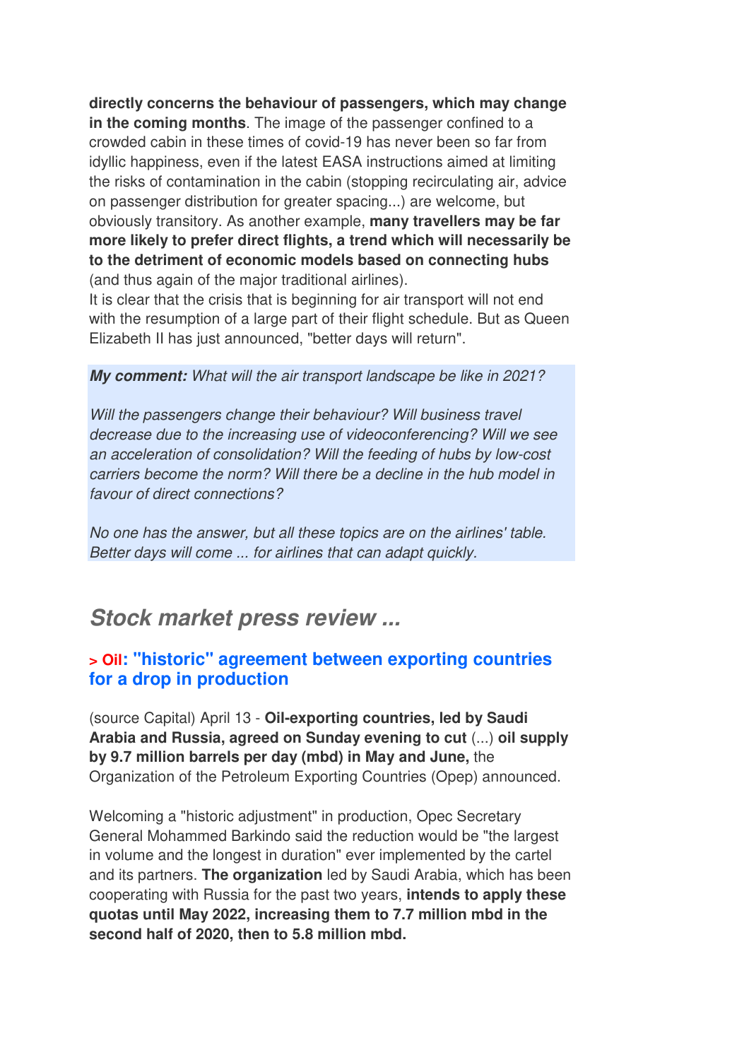**directly concerns the behaviour of passengers, which may change in the coming months**. The image of the passenger confined to a crowded cabin in these times of covid-19 has never been so far from idyllic happiness, even if the latest EASA instructions aimed at limiting the risks of contamination in the cabin (stopping recirculating air, advice on passenger distribution for greater spacing...) are welcome, but obviously transitory. As another example, **many travellers may be far more likely to prefer direct flights, a trend which will necessarily be to the detriment of economic models based on connecting hubs** (and thus again of the major traditional airlines).
It is clear that the crisis that is beginning for air transport will not end with the resumption of a large part of their flight schedule. But as Queen Elizabeth II has just announced, "better days will return".

***My comment:*** *What will the air transport landscape be like in 2021?*

*Will the passengers change their behaviour? Will business travel decrease due to the increasing use of videoconferencing? Will we see an acceleration of consolidation? Will the feeding of hubs by low-cost carriers become the norm? Will there be a decline in the hub model in favour of direct connections?*

*No one has the answer, but all these topics are on the airlines' table. Better days will come ... for airlines that can adapt quickly.*

## *Stock market press review ...*

### > Oil: "historic" agreement between exporting countries for a drop in production

(source Capital) April 13 - **Oil-exporting countries, led by Saudi Arabia and Russia, agreed on Sunday evening to cut** (...) **oil supply by 9.7 million barrels per day (mbd) in May and June,** the Organization of the Petroleum Exporting Countries (Opep) announced.

Welcoming a "historic adjustment" in production, Opec Secretary General Mohammed Barkindo said the reduction would be "the largest in volume and the longest in duration" ever implemented by the cartel and its partners. **The organization** led by Saudi Arabia, which has been cooperating with Russia for the past two years, **intends to apply these quotas until May 2022, increasing them to 7.7 million mbd in the second half of 2020, then to 5.8 million mbd.**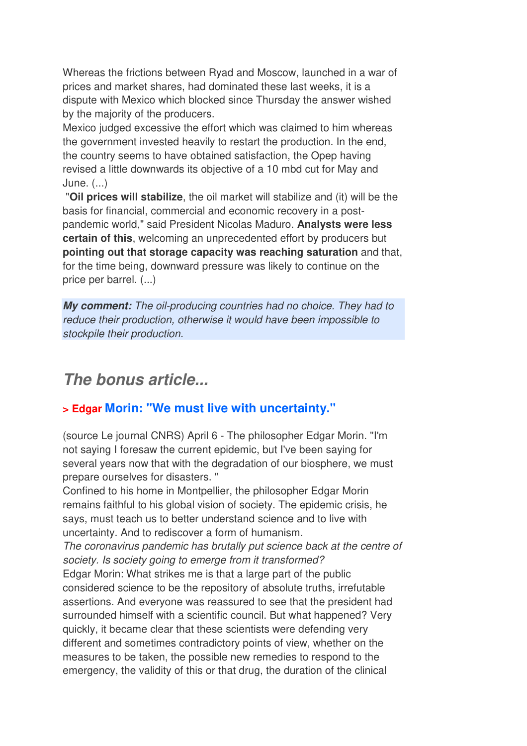Whereas the frictions between Ryad and Moscow, launched in a war of prices and market shares, had dominated these last weeks, it is a dispute with Mexico which blocked since Thursday the answer wished by the majority of the producers.
Mexico judged excessive the effort which was claimed to him whereas the government invested heavily to restart the production. In the end, the country seems to have obtained satisfaction, the Opep having revised a little downwards its objective of a 10 mbd cut for May and June. (...)

"**Oil prices will stabilize**, the oil market will stabilize and (it) will be the basis for financial, commercial and economic recovery in a post-pandemic world," said President Nicolas Maduro. **Analysts were less certain of this**, welcoming an unprecedented effort by producers but **pointing out that storage capacity was reaching saturation** and that, for the time being, downward pressure was likely to continue on the price per barrel. (...)

***My comment:*** *The oil-producing countries had no choice. They had to reduce their production, otherwise it would have been impossible to stockpile their production.*

## *The bonus article...*

### > Edgar Morin: "We must live with uncertainty."

(source Le journal CNRS) April 6 - The philosopher Edgar Morin. "I'm not saying I foresaw the current epidemic, but I've been saying for several years now that with the degradation of our biosphere, we must prepare ourselves for disasters. "
Confined to his home in Montpellier, the philosopher Edgar Morin remains faithful to his global vision of society. The epidemic crisis, he says, must teach us to better understand science and to live with uncertainty. And to rediscover a form of humanism.
*The coronavirus pandemic has brutally put science back at the centre of society. Is society going to emerge from it transformed?*
Edgar Morin: What strikes me is that a large part of the public considered science to be the repository of absolute truths, irrefutable assertions. And everyone was reassured to see that the president had surrounded himself with a scientific council. But what happened? Very quickly, it became clear that these scientists were defending very different and sometimes contradictory points of view, whether on the measures to be taken, the possible new remedies to respond to the emergency, the validity of this or that drug, the duration of the clinical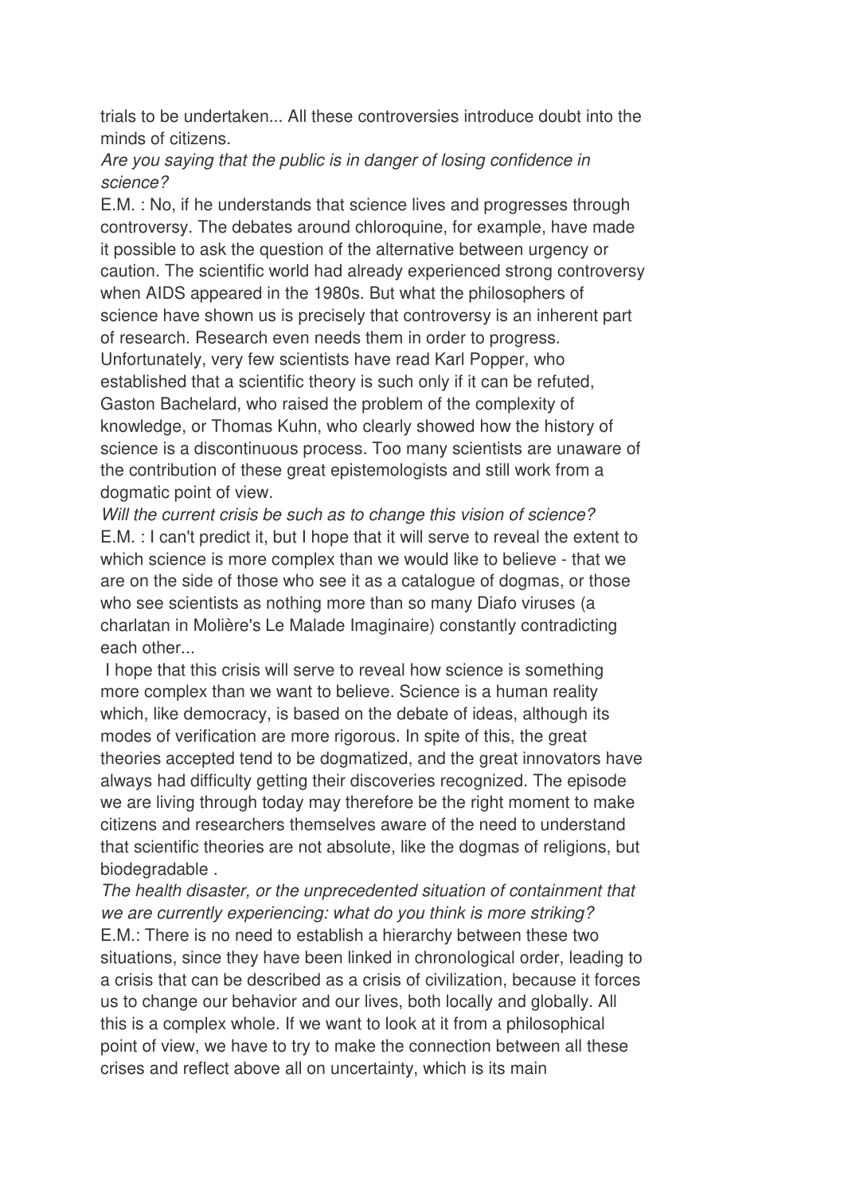trials to be undertaken... All these controversies introduce doubt into the minds of citizens.

*Are you saying that the public is in danger of losing confidence in science?*

E.M. : No, if he understands that science lives and progresses through controversy. The debates around chloroquine, for example, have made it possible to ask the question of the alternative between urgency or caution. The scientific world had already experienced strong controversy when AIDS appeared in the 1980s. But what the philosophers of science have shown us is precisely that controversy is an inherent part of research. Research even needs them in order to progress. Unfortunately, very few scientists have read Karl Popper, who established that a scientific theory is such only if it can be refuted, Gaston Bachelard, who raised the problem of the complexity of knowledge, or Thomas Kuhn, who clearly showed how the history of science is a discontinuous process. Too many scientists are unaware of the contribution of these great epistemologists and still work from a dogmatic point of view.

*Will the current crisis be such as to change this vision of science?*

E.M. : I can't predict it, but I hope that it will serve to reveal the extent to which science is more complex than we would like to believe - that we are on the side of those who see it as a catalogue of dogmas, or those who see scientists as nothing more than so many Diafo viruses (a charlatan in Molière's Le Malade Imaginaire) constantly contradicting each other...

I hope that this crisis will serve to reveal how science is something more complex than we want to believe. Science is a human reality which, like democracy, is based on the debate of ideas, although its modes of verification are more rigorous. In spite of this, the great theories accepted tend to be dogmatized, and the great innovators have always had difficulty getting their discoveries recognized. The episode we are living through today may therefore be the right moment to make citizens and researchers themselves aware of the need to understand that scientific theories are not absolute, like the dogmas of religions, but biodegradable .

*The health disaster, or the unprecedented situation of containment that we are currently experiencing: what do you think is more striking?*

E.M.: There is no need to establish a hierarchy between these two situations, since they have been linked in chronological order, leading to a crisis that can be described as a crisis of civilization, because it forces us to change our behavior and our lives, both locally and globally. All this is a complex whole. If we want to look at it from a philosophical point of view, we have to try to make the connection between all these crises and reflect above all on uncertainty, which is its main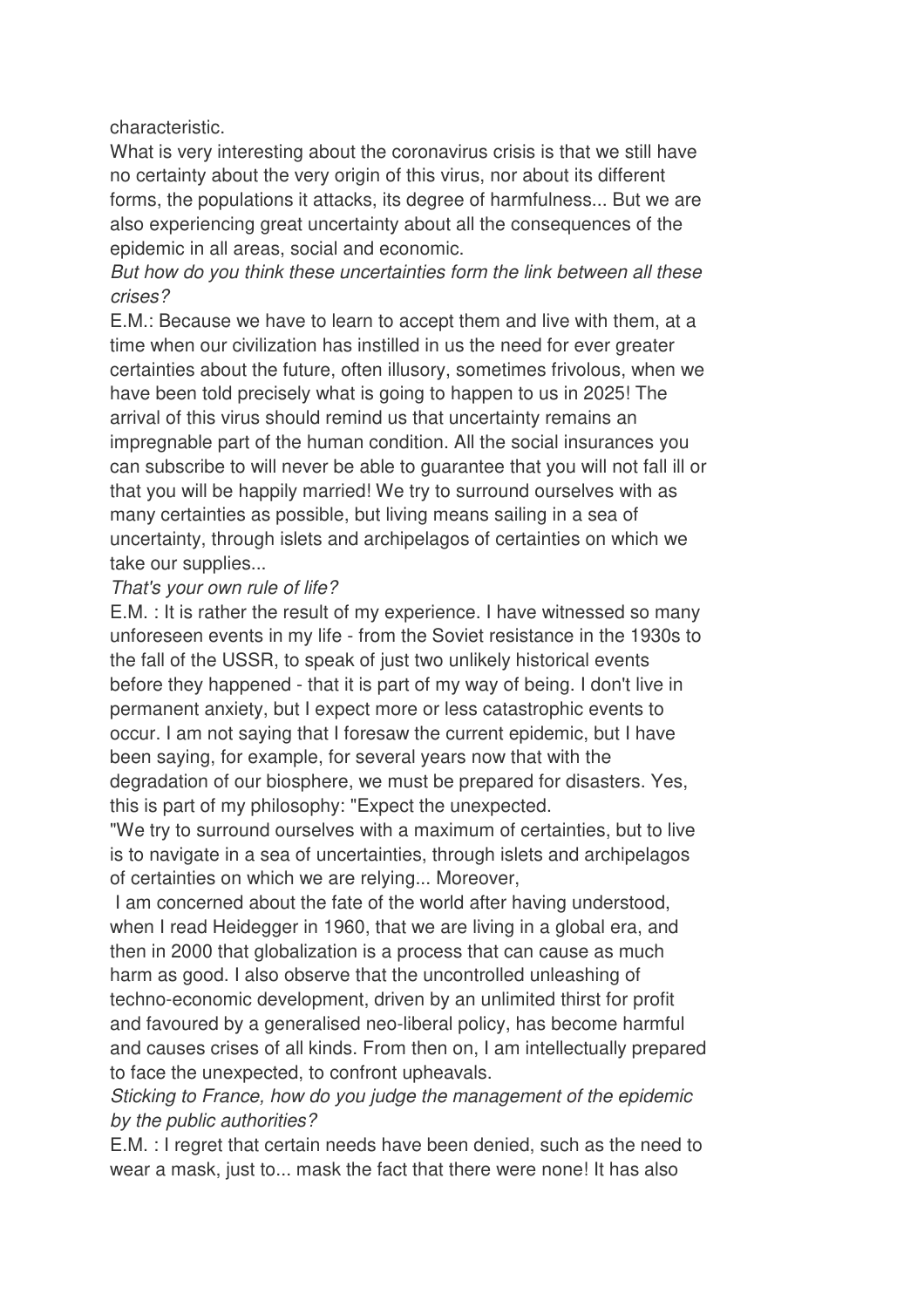characteristic.

What is very interesting about the coronavirus crisis is that we still have no certainty about the very origin of this virus, nor about its different forms, the populations it attacks, its degree of harmfulness... But we are also experiencing great uncertainty about all the consequences of the epidemic in all areas, social and economic.

*But how do you think these uncertainties form the link between all these crises?*

E.M.: Because we have to learn to accept them and live with them, at a time when our civilization has instilled in us the need for ever greater certainties about the future, often illusory, sometimes frivolous, when we have been told precisely what is going to happen to us in 2025! The arrival of this virus should remind us that uncertainty remains an impregnable part of the human condition. All the social insurances you can subscribe to will never be able to guarantee that you will not fall ill or that you will be happily married! We try to surround ourselves with as many certainties as possible, but living means sailing in a sea of uncertainty, through islets and archipelagos of certainties on which we take our supplies...

*That's your own rule of life?*

E.M. : It is rather the result of my experience. I have witnessed so many unforeseen events in my life - from the Soviet resistance in the 1930s to the fall of the USSR, to speak of just two unlikely historical events before they happened - that it is part of my way of being. I don't live in permanent anxiety, but I expect more or less catastrophic events to occur. I am not saying that I foresaw the current epidemic, but I have been saying, for example, for several years now that with the degradation of our biosphere, we must be prepared for disasters. Yes, this is part of my philosophy: "Expect the unexpected.

"We try to surround ourselves with a maximum of certainties, but to live is to navigate in a sea of uncertainties, through islets and archipelagos of certainties on which we are relying... Moreover,

I am concerned about the fate of the world after having understood, when I read Heidegger in 1960, that we are living in a global era, and then in 2000 that globalization is a process that can cause as much harm as good. I also observe that the uncontrolled unleashing of techno-economic development, driven by an unlimited thirst for profit and favoured by a generalised neo-liberal policy, has become harmful and causes crises of all kinds. From then on, I am intellectually prepared to face the unexpected, to confront upheavals.

*Sticking to France, how do you judge the management of the epidemic by the public authorities?*

E.M. : I regret that certain needs have been denied, such as the need to wear a mask, just to... mask the fact that there were none! It has also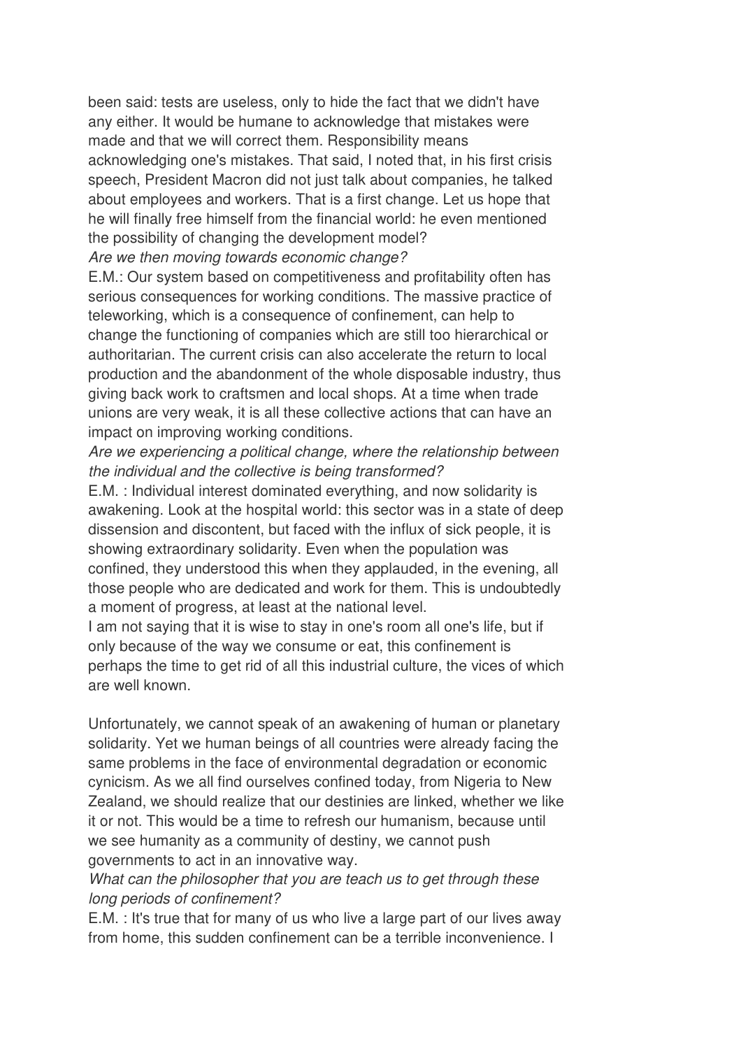been said: tests are useless, only to hide the fact that we didn't have any either. It would be humane to acknowledge that mistakes were made and that we will correct them. Responsibility means acknowledging one's mistakes. That said, I noted that, in his first crisis speech, President Macron did not just talk about companies, he talked about employees and workers. That is a first change. Let us hope that he will finally free himself from the financial world: he even mentioned the possibility of changing the development model?

*Are we then moving towards economic change?*

E.M.: Our system based on competitiveness and profitability often has serious consequences for working conditions. The massive practice of teleworking, which is a consequence of confinement, can help to change the functioning of companies which are still too hierarchical or authoritarian. The current crisis can also accelerate the return to local production and the abandonment of the whole disposable industry, thus giving back work to craftsmen and local shops. At a time when trade unions are very weak, it is all these collective actions that can have an impact on improving working conditions.

*Are we experiencing a political change, where the relationship between the individual and the collective is being transformed?*

E.M. : Individual interest dominated everything, and now solidarity is awakening. Look at the hospital world: this sector was in a state of deep dissension and discontent, but faced with the influx of sick people, it is showing extraordinary solidarity. Even when the population was confined, they understood this when they applauded, in the evening, all those people who are dedicated and work for them. This is undoubtedly a moment of progress, at least at the national level.

I am not saying that it is wise to stay in one's room all one's life, but if only because of the way we consume or eat, this confinement is perhaps the time to get rid of all this industrial culture, the vices of which are well known.

Unfortunately, we cannot speak of an awakening of human or planetary solidarity. Yet we human beings of all countries were already facing the same problems in the face of environmental degradation or economic cynicism. As we all find ourselves confined today, from Nigeria to New Zealand, we should realize that our destinies are linked, whether we like it or not. This would be a time to refresh our humanism, because until we see humanity as a community of destiny, we cannot push governments to act in an innovative way.

*What can the philosopher that you are teach us to get through these long periods of confinement?*

E.M. : It's true that for many of us who live a large part of our lives away from home, this sudden confinement can be a terrible inconvenience. I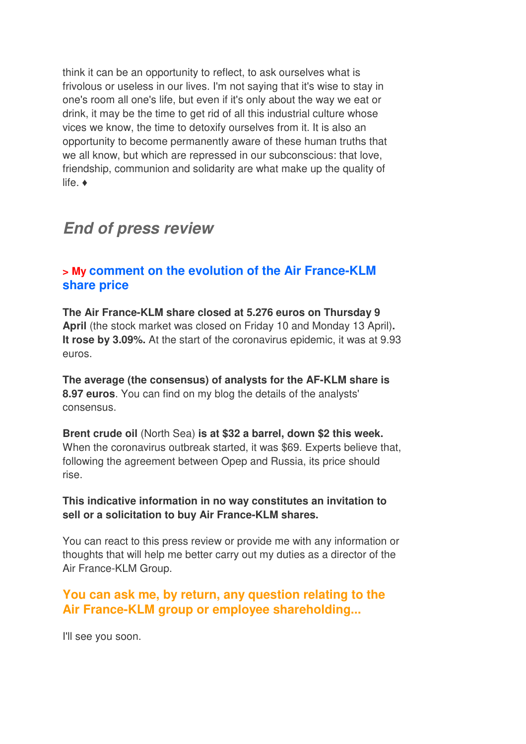think it can be an opportunity to reflect, to ask ourselves what is frivolous or useless in our lives. I'm not saying that it's wise to stay in one's room all one's life, but even if it's only about the way we eat or drink, it may be the time to get rid of all this industrial culture whose vices we know, the time to detoxify ourselves from it. It is also an opportunity to become permanently aware of these human truths that we all know, but which are repressed in our subconscious: that love, friendship, communion and solidarity are what make up the quality of life. ♦

## *End of press review*

### > My comment on the evolution of the Air France-KLM share price

**The Air France-KLM share closed at 5.276 euros on Thursday 9 April** (the stock market was closed on Friday 10 and Monday 13 April)**. It rose by 3.09%.** At the start of the coronavirus epidemic, it was at 9.93 euros.

**The average (the consensus) of analysts for the AF-KLM share is 8.97 euros**. You can find on my blog the details of the analysts' consensus.

**Brent crude oil** (North Sea) **is at $32 a barrel, down $2 this week.** When the coronavirus outbreak started, it was $69. Experts believe that, following the agreement between Opep and Russia, its price should rise.

**This indicative information in no way constitutes an invitation to sell or a solicitation to buy Air France-KLM shares.**

You can react to this press review or provide me with any information or thoughts that will help me better carry out my duties as a director of the Air France-KLM Group.

### You can ask me, by return, any question relating to the Air France-KLM group or employee shareholding...

I'll see you soon.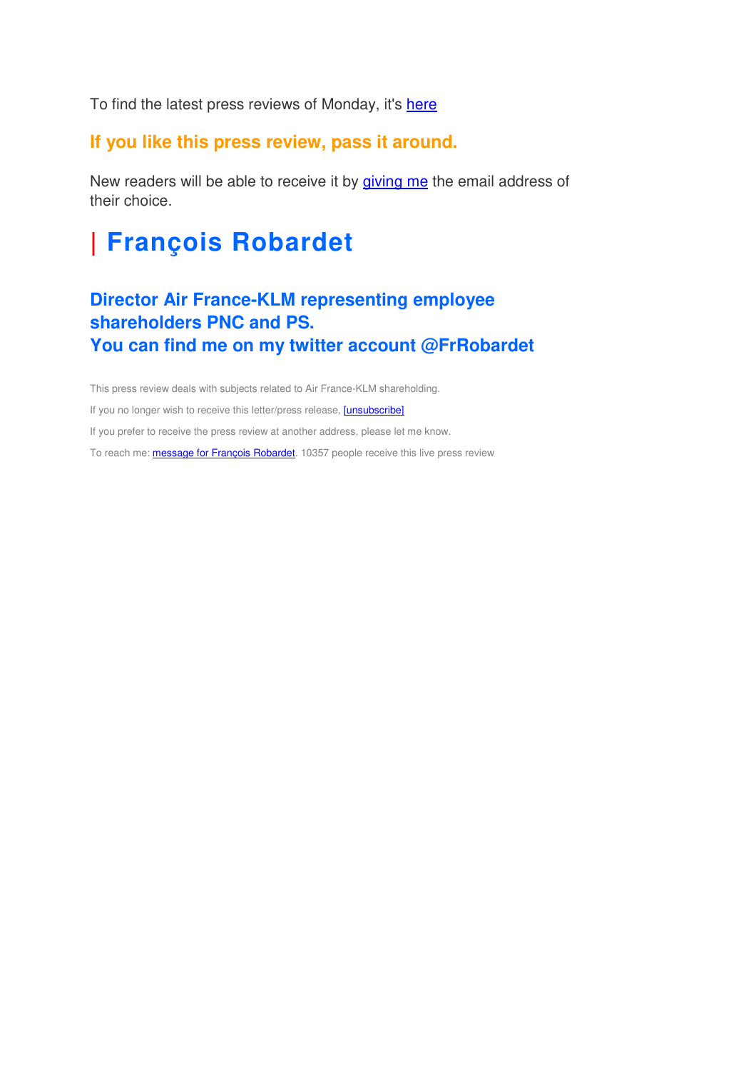To find the latest press reviews of Monday, it's here

**If you like this press review, pass it around.**

New readers will be able to receive it by giving me the email address of their choice.

# | François Robardet

### Director Air France-KLM representing employee shareholders PNC and PS.
### You can find me on my twitter account @FrRobardet

This press review deals with subjects related to Air France-KLM shareholding.

If you no longer wish to receive this letter/press release, [unsubscribe]

If you prefer to receive the press review at another address, please let me know.

To reach me: message for François Robardet. 10357 people receive this live press review